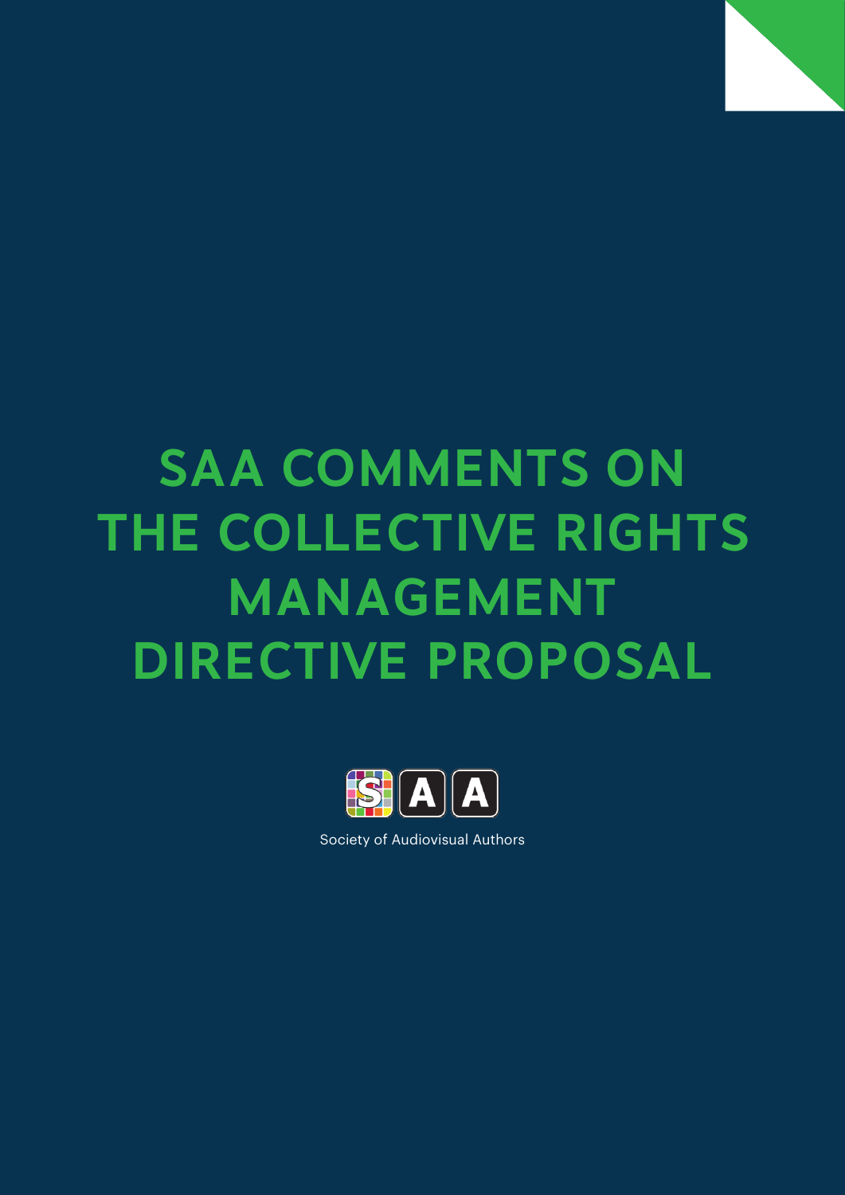# SAA COMMENTS ON THE COLLECTIVE RIGHTS MANAGEMENT DIRECTIVE PROPOSAL

Society of Audiovisual Authors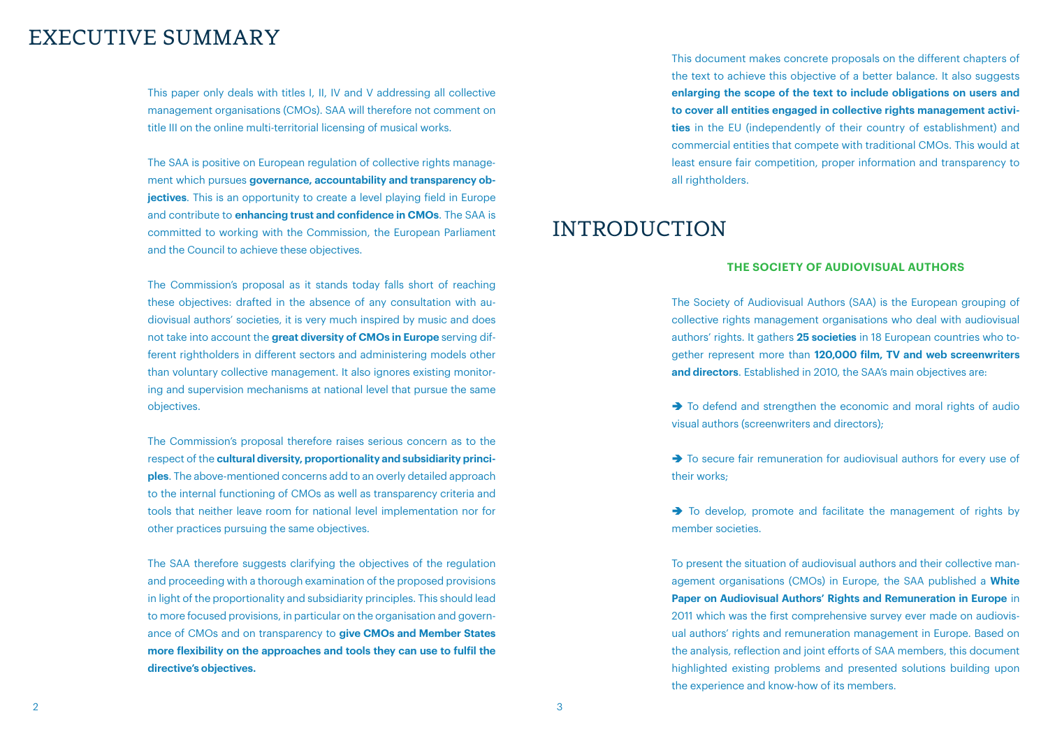# EXECUTIVE SUMMARY

This paper only deals with titles I, II, IV and V addressing all collective management organisations (CMOs). SAA will therefore not comment on title III on the online multi-territorial licensing of musical works.

The SAA is positive on European regulation of collective rights management which pursues **governance, accountability and transparency objectives**. This is an opportunity to create a level playing field in Europe and contribute to **enhancing trust and confidence in CMOs**. The SAA is committed to working with the Commission, the European Parliament and the Council to achieve these objectives.

The Commission's proposal as it stands today falls short of reaching these objectives: drafted in the absence of any consultation with audiovisual authors' societies, it is very much inspired by music and does not take into account the **great diversity of CMOs in Europe** serving different rightholders in different sectors and administering models other than voluntary collective management. It also ignores existing monitoring and supervision mechanisms at national level that pursue the same objectives.

The Commission's proposal therefore raises serious concern as to the respect of the **cultural diversity, proportionality and subsidiarity principles**. The above-mentioned concerns add to an overly detailed approach to the internal functioning of CMOs as well as transparency criteria and tools that neither leave room for national level implementation nor for other practices pursuing the same objectives.

The SAA therefore suggests clarifying the objectives of the regulation and proceeding with a thorough examination of the proposed provisions in light of the proportionality and subsidiarity principles. This should lead to more focused provisions, in particular on the organisation and governance of CMOs and on transparency to **give CMOs and Member States more flexibility on the approaches and tools they can use to fulfil the directive's objectives.**

This document makes concrete proposals on the different chapters of the text to achieve this objective of a better balance. It also suggests **enlarging the scope of the text to include obligations on users and to cover all entities engaged in collective rights management activities** in the EU (independently of their country of establishment) and commercial entities that compete with traditional CMOs. This would at least ensure fair competition, proper information and transparency to all rightholders.

# INTRODUCTION

## THE SOCIETY OF AUDIOVISUAL AUTHORS

The Society of Audiovisual Authors (SAA) is the European grouping of collective rights management organisations who deal with audiovisual authors' rights. It gathers **25 societies** in 18 European countries who together represent more than **120,000 film, TV and web screenwriters and directors**. Established in 2010, the SAA's main objectives are:

- ➔ To defend and strengthen the economic and moral rights of audio visual authors (screenwriters and directors);
- ➔ To secure fair remuneration for audiovisual authors for every use of their works;
- ➔ To develop, promote and facilitate the management of rights by member societies.

To present the situation of audiovisual authors and their collective management organisations (CMOs) in Europe, the SAA published a **White Paper on Audiovisual Authors' Rights and Remuneration in Europe** in 2011 which was the first comprehensive survey ever made on audiovisual authors' rights and remuneration management in Europe. Based on the analysis, reflection and joint efforts of SAA members, this document highlighted existing problems and presented solutions building upon the experience and know-how of its members.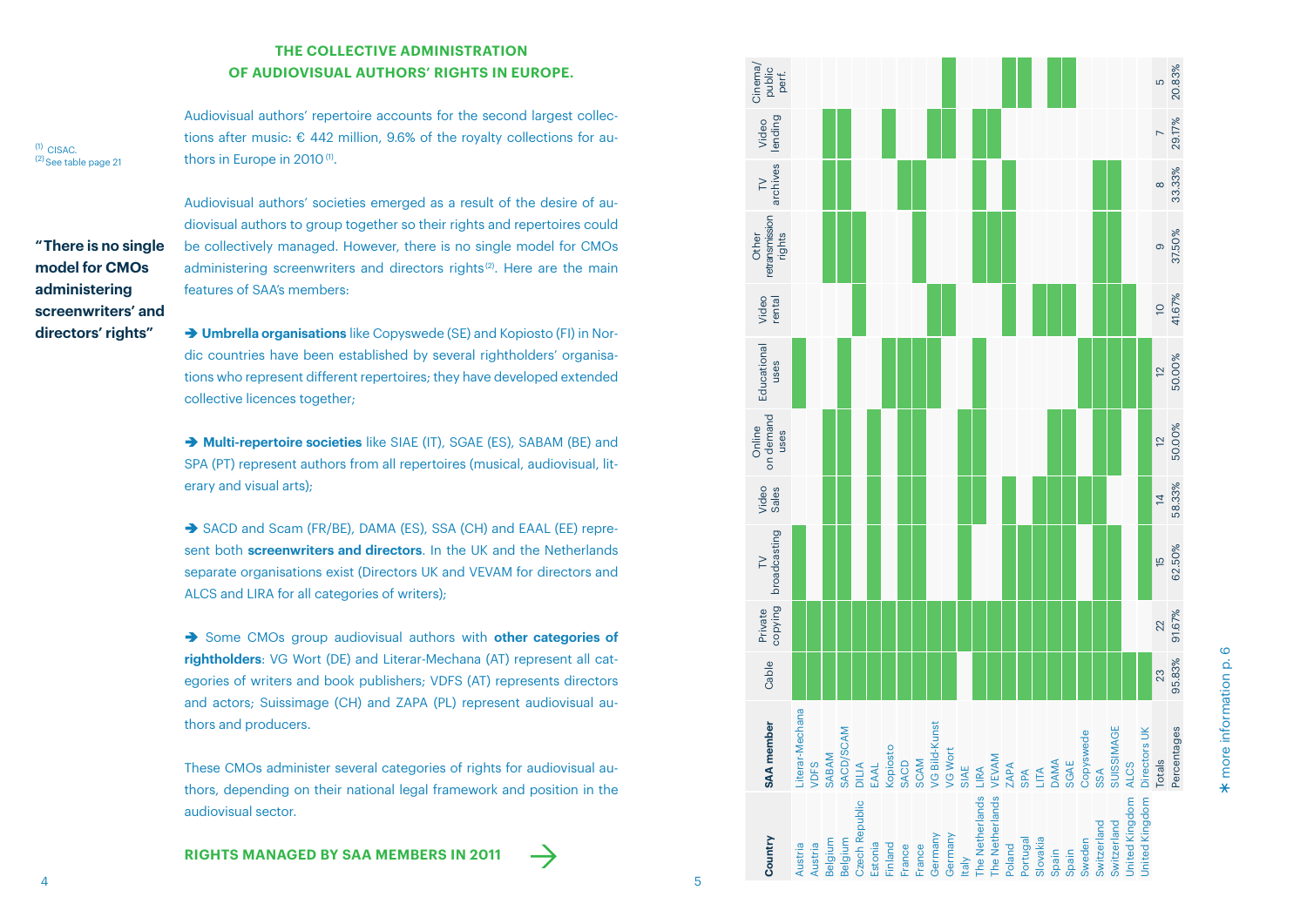## THE COLLECTIVE ADMINISTRATION OF AUDIOVISUAL AUTHORS' RIGHTS IN EUROPE.

Audiovisual authors' repertoire accounts for the second largest collections after music: € 442 million, 9.6% of the royalty collections for authors in Europe in 2010[1].

Audiovisual authors' societies emerged as a result of the desire of audiovisual authors to group together so their rights and repertoires could be collectively managed. However, there is no single model for CMOs administering screenwriters and directors rights[2]. Here are the main features of SAA's members:

> **"There is no single model for CMOs administering screenwriters' and directors' rights"**

➔ **Umbrella organisations** like Copyswede (SE) and Kopiosto (FI) in Nordic countries have been established by several rightholders' organisations who represent different repertoires; they have developed extended collective licences together;

➔ **Multi-repertoire societies** like SIAE (IT), SGAE (ES), SABAM (BE) and SPA (PT) represent authors from all repertoires (musical, audiovisual, literary and visual arts);

➔ SACD and Scam (FR/BE), DAMA (ES), SSA (CH) and EAAL (EE) represent both **screenwriters and directors**. In the UK and the Netherlands separate organisations exist (Directors UK and VEVAM for directors and ALCS and LIRA for all categories of writers);

➔ Some CMOs group audiovisual authors with **other categories of rightholders**: VG Wort (DE) and Literar-Mechana (AT) represent all categories of writers and book publishers; VDFS (AT) represents directors and actors; Suissimage (CH) and ZAPA (PL) represent audiovisual authors and producers.

These CMOs administer several categories of rights for audiovisual authors, depending on their national legal framework and position in the audiovisual sector.

[1] CISAC.
[2] See table page 21

### RIGHTS MANAGED BY SAA MEMBERS IN 2011 →

| Country | SAA member | Cable | Private copying | TV broadcasting | Video Sales | Online on demand uses | Educational uses | Video rental | Other retransmission rights | TV archives | Video lending | Cinema/ public perf. |
|---|---|---|---|---|---|---|---|---|---|---|---|---|
| Austria | Literar-Mechana | ✓ | ✓ | ✓ | | | ✓ | | | | | |
| Austria | VDFS | ✓ | ✓ | | | | | | | | | |
| Belgium | SABAM | ✓ | ✓ | ✓ | ✓ | ✓ | | | ✓ | ✓ | ✓ | |
| Belgium | SACD/SCAM | ✓ | ✓ | ✓ | ✓ | ✓ | ✓ | | ✓ | ✓ | ✓ | |
| Czech Republic | DILIA | ✓ | ✓ | | | | | ✓ | ✓ | | | |
| Estonia | EAAL | ✓ | ✓ | ✓ | ✓ | ✓ | | | | | | |
| Finland | Kopiosto | ✓ | ✓ | | | | ✓ | | | | ✓ | |
| France | SACD | ✓ | ✓ | ✓ | ✓ | ✓ | ✓ | | | ✓ | | |
| France | SCAM | ✓ | ✓ | ✓ | ✓ | ✓ | ✓ | | ✓ | ✓ | | |
| Germany | VG Bild-Kunst | ✓ | ✓ | | | | ✓ | ✓ | | | ✓ | |
| Germany | VG Wort | ✓ | ✓ | ✓ | | | | ✓ | | | ✓ | ✓ |
| Italy | SIAE | | ✓ | | ✓ | ✓ | | | | | | |
| The Netherlands | LIRA | ✓ | ✓ | | ✓ | ✓ | ✓ | | ✓ | ✓ | ✓ | |
| The Netherlands | VEVAM | ✓ | ✓ | | | | | | ✓ | | ✓ | |
| Poland | ZAPA | ✓ | ✓ | ✓ | ✓ | ✓ | | ✓ | ✓ | ✓ | | ✓ |
| Portugal | SPA | ✓ | ✓ | ✓ | | | | | | | | ✓ |
| Slovakia | LITA | ✓ | ✓ | ✓ | ✓ | | | ✓ | | | | |
| Spain | DAMA | ✓ | ✓ | ✓ | ✓ | ✓ | | ✓ | | | | ✓ |
| Spain | SGAE | ✓ | ✓ | ✓ | ✓ | ✓ | | ✓ | | | | ✓ |
| Sweden | Copyswede | ✓ | ✓ | | ✓ | | ✓ | | | | | |
| Switzerland | SSA | ✓ | ✓ | ✓ | ✓ | ✓ | ✓ | ✓ | ✓ | ✓ | | |
| Switzerland | SUISSIMAGE | ✓ | ✓ | ✓ | ✓ | ✓ | ✓ | ✓ | ✓ | ✓ | | |
| United Kingdom | ALCS | ✓ | | | | | ✓ | ✓ | | | | |
| United Kingdom | Directors UK | ✓ | | ✓ | | | ✓ | | | | | |
| | Totals | 23 | 22 | 15 | 14 | 12 | 12 | 10 | 9 | 8 | 7 | 5 |
| | Percentages | 95.83% | 91.67% | 62.50% | 58.33% | 50.00% | 50.00% | 41.67% | 37.50% | 33.33% | 29.17% | 20.83% |

* more information p. 6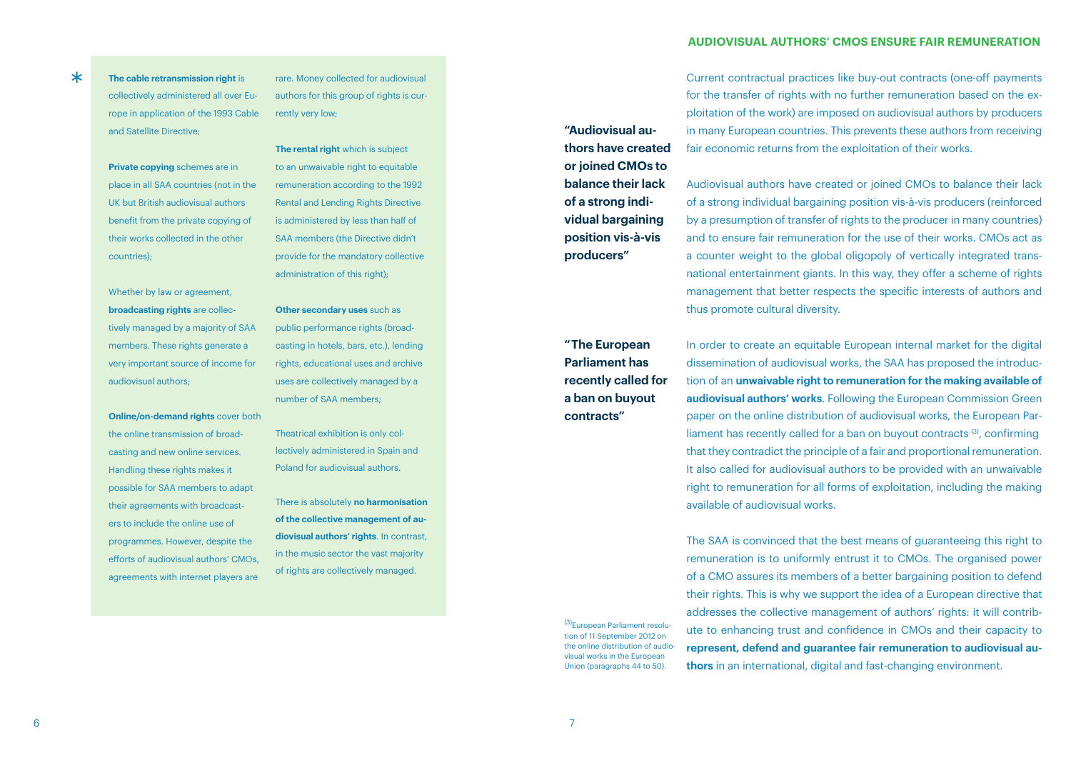* **The cable retransmission right** is collectively administered all over Europe in application of the 1993 Cable and Satellite Directive;

**Private copying** schemes are in place in all SAA countries (not in the UK but British audiovisual authors benefit from the private copying of their works collected in the other countries);

Whether by law or agreement, **broadcasting rights** are collectively managed by a majority of SAA members. These rights generate a very important source of income for audiovisual authors;

**Online/on-demand rights** cover both the online transmission of broadcasting and new online services. Handling these rights makes it possible for SAA members to adapt their agreements with broadcasters to include the online use of programmes. However, despite the efforts of audiovisual authors' CMOs, agreements with internet players are rare. Money collected for audiovisual authors for this group of rights is currently very low;

**The rental right** which is subject to an unwaivable right to equitable remuneration according to the 1992 Rental and Lending Rights Directive is administered by less than half of SAA members (the Directive didn't provide for the mandatory collective administration of this right);

**Other secondary uses** such as public performance rights (broadcasting in hotels, bars, etc.), lending rights, educational uses and archive uses are collectively managed by a number of SAA members;

Theatrical exhibition is only collectively administered in Spain and Poland for audiovisual authors.

There is absolutely **no harmonisation of the collective management of audiovisual authors' rights**. In contrast, in the music sector the vast majority of rights are collectively managed.

## AUDIOVISUAL AUTHORS' CMOS ENSURE FAIR REMUNERATION

Current contractual practices like buy-out contracts (one-off payments for the transfer of rights with no further remuneration based on the exploitation of the work) are imposed on audiovisual authors by producers in many European countries. This prevents these authors from receiving fair economic returns from the exploitation of their works.

**"Audiovisual authors have created or joined CMOs to balance their lack of a strong individual bargaining position vis-à-vis producers"**

Audiovisual authors have created or joined CMOs to balance their lack of a strong individual bargaining position vis-à-vis producers (reinforced by a presumption of transfer of rights to the producer in many countries) and to ensure fair remuneration for the use of their works. CMOs act as a counter weight to the global oligopoly of vertically integrated transnational entertainment giants. In this way, they offer a scheme of rights management that better respects the specific interests of authors and thus promote cultural diversity.

**"The European Parliament has recently called for a ban on buyout contracts"**

In order to create an equitable European internal market for the digital dissemination of audiovisual works, the SAA has proposed the introduction of an **unwaivable right to remuneration for the making available of audiovisual authors' works**. Following the European Commission Green paper on the online distribution of audiovisual works, the European Parliament has recently called for a ban on buyout contracts [3], confirming that they contradict the principle of a fair and proportional remuneration. It also called for audiovisual authors to be provided with an unwaivable right to remuneration for all forms of exploitation, including the making available of audiovisual works.

The SAA is convinced that the best means of guaranteeing this right to remuneration is to uniformly entrust it to CMOs. The organised power of a CMO assures its members of a better bargaining position to defend their rights. This is why we support the idea of a European directive that addresses the collective management of authors' rights: it will contribute to enhancing trust and confidence in CMOs and their capacity to **represent, defend and guarantee fair remuneration to audiovisual authors** in an international, digital and fast-changing environment.

[3] European Parliament resolution of 11 September 2012 on the online distribution of audiovisual works in the European Union (paragraphs 44 to 50).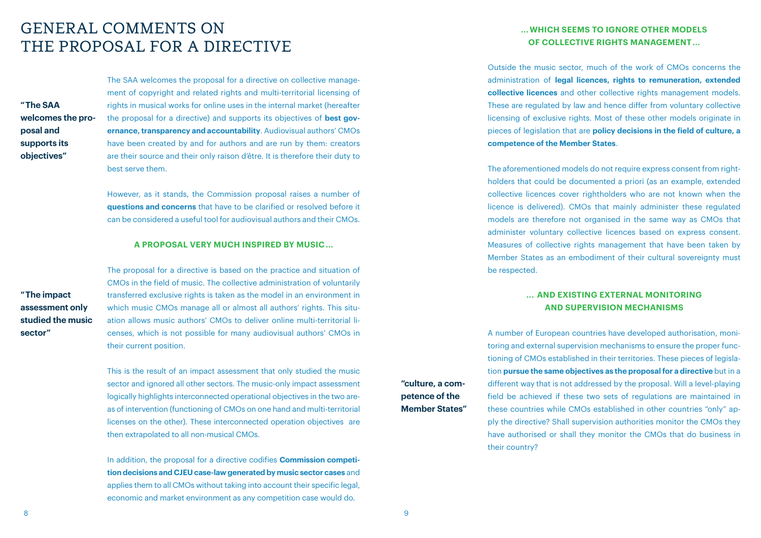# GENERAL COMMENTS ON THE PROPOSAL FOR A DIRECTIVE

**"The SAA welcomes the proposal and supports its objectives"**

The SAA welcomes the proposal for a directive on collective management of copyright and related rights and multi-territorial licensing of rights in musical works for online uses in the internal market (hereafter the proposal for a directive) and supports its objectives of **best governance, transparency and accountability**. Audiovisual authors' CMOs have been created by and for authors and are run by them: creators are their source and their only raison d'être. It is therefore their duty to best serve them.

However, as it stands, the Commission proposal raises a number of **questions and concerns** that have to be clarified or resolved before it can be considered a useful tool for audiovisual authors and their CMOs.

### A PROPOSAL VERY MUCH INSPIRED BY MUSIC…

**"The impact assessment only studied the music sector"**

The proposal for a directive is based on the practice and situation of CMOs in the field of music. The collective administration of voluntarily transferred exclusive rights is taken as the model in an environment in which music CMOs manage all or almost all authors' rights. This situation allows music authors' CMOs to deliver online multi-territorial licenses, which is not possible for many audiovisual authors' CMOs in their current position.

This is the result of an impact assessment that only studied the music sector and ignored all other sectors. The music-only impact assessment logically highlights interconnected operational objectives in the two areas of intervention (functioning of CMOs on one hand and multi-territorial licenses on the other). These interconnected operation objectives are then extrapolated to all non-musical CMOs.

In addition, the proposal for a directive codifies **Commission competition decisions and CJEU case-law generated by music sector cases** and applies them to all CMOs without taking into account their specific legal, economic and market environment as any competition case would do.

### …WHICH SEEMS TO IGNORE OTHER MODELS OF COLLECTIVE RIGHTS MANAGEMENT…

Outside the music sector, much of the work of CMOs concerns the administration of **legal licences, rights to remuneration, extended collective licences** and other collective rights management models. These are regulated by law and hence differ from voluntary collective licensing of exclusive rights. Most of these other models originate in pieces of legislation that are **policy decisions in the field of culture, a competence of the Member States**.

The aforementioned models do not require express consent from rightholders that could be documented a priori (as an example, extended collective licences cover rightholders who are not known when the licence is delivered). CMOs that mainly administer these regulated models are therefore not organised in the same way as CMOs that administer voluntary collective licences based on express consent. Measures of collective rights management that have been taken by Member States as an embodiment of their cultural sovereignty must be respected.

### … AND EXISTING EXTERNAL MONITORING AND SUPERVISION MECHANISMS

**"culture, a competence of the Member States"**

A number of European countries have developed authorisation, monitoring and external supervision mechanisms to ensure the proper functioning of CMOs established in their territories. These pieces of legislation **pursue the same objectives as the proposal for a directive** but in a different way that is not addressed by the proposal. Will a level-playing field be achieved if these two sets of regulations are maintained in these countries while CMOs established in other countries "only" apply the directive? Shall supervision authorities monitor the CMOs they have authorised or shall they monitor the CMOs that do business in their country?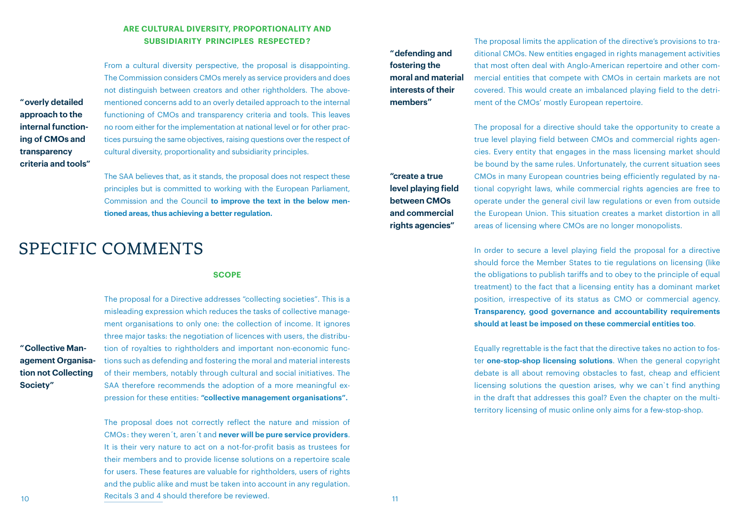### ARE CULTURAL DIVERSITY, PROPORTIONALITY AND SUBSIDIARITY PRINCIPLES RESPECTED?

**"overly detailed approach to the internal functioning of CMOs and transparency criteria and tools"**

From a cultural diversity perspective, the proposal is disappointing. The Commission considers CMOs merely as service providers and does not distinguish between creators and other rightholders. The above-mentioned concerns add to an overly detailed approach to the internal functioning of CMOs and transparency criteria and tools. This leaves no room either for the implementation at national level or for other practices pursuing the same objectives, raising questions over the respect of cultural diversity, proportionality and subsidiarity principles.

The SAA believes that, as it stands, the proposal does not respect these principles but is committed to working with the European Parliament, Commission and the Council **to improve the text in the below mentioned areas, thus achieving a better regulation.**

# SPECIFIC COMMENTS

### SCOPE

**"Collective Management Organisation not Collecting Society"**

The proposal for a Directive addresses "collecting societies". This is a misleading expression which reduces the tasks of collective management organisations to only one: the collection of income. It ignores three major tasks: the negotiation of licences with users, the distribution of royalties to rightholders and important non-economic functions such as defending and fostering the moral and material interests of their members, notably through cultural and social initiatives. The SAA therefore recommends the adoption of a more meaningful expression for these entities: **"collective management organisations".**

The proposal does not correctly reflect the nature and mission of CMOs: they weren´t, aren´t and **never will be pure service providers**. It is their very nature to act on a not-for-profit basis as trustees for their members and to provide license solutions on a repertoire scale for users. These features are valuable for rightholders, users of rights and the public alike and must be taken into account in any regulation. Recitals 3 and 4 should therefore be reviewed.

**"defending and fostering the moral and material interests of their members"**

The proposal limits the application of the directive's provisions to traditional CMOs. New entities engaged in rights management activities that most often deal with Anglo-American repertoire and other commercial entities that compete with CMOs in certain markets are not covered. This would create an imbalanced playing field to the detriment of the CMOs' mostly European repertoire.

**"create a true level playing field between CMOs and commercial rights agencies"**

The proposal for a directive should take the opportunity to create a true level playing field between CMOs and commercial rights agencies. Every entity that engages in the mass licensing market should be bound by the same rules. Unfortunately, the current situation sees CMOs in many European countries being efficiently regulated by national copyright laws, while commercial rights agencies are free to operate under the general civil law regulations or even from outside the European Union. This situation creates a market distortion in all areas of licensing where CMOs are no longer monopolists.

In order to secure a level playing field the proposal for a directive should force the Member States to tie regulations on licensing (like the obligations to publish tariffs and to obey to the principle of equal treatment) to the fact that a licensing entity has a dominant market position, irrespective of its status as CMO or commercial agency. **Transparency, good governance and accountability requirements should at least be imposed on these commercial entities too**.

Equally regrettable is the fact that the directive takes no action to foster **one-stop-shop licensing solutions**. When the general copyright debate is all about removing obstacles to fast, cheap and efficient licensing solutions the question arises, why we can`t find anything in the draft that addresses this goal? Even the chapter on the multi-territory licensing of music online only aims for a few-stop-shop.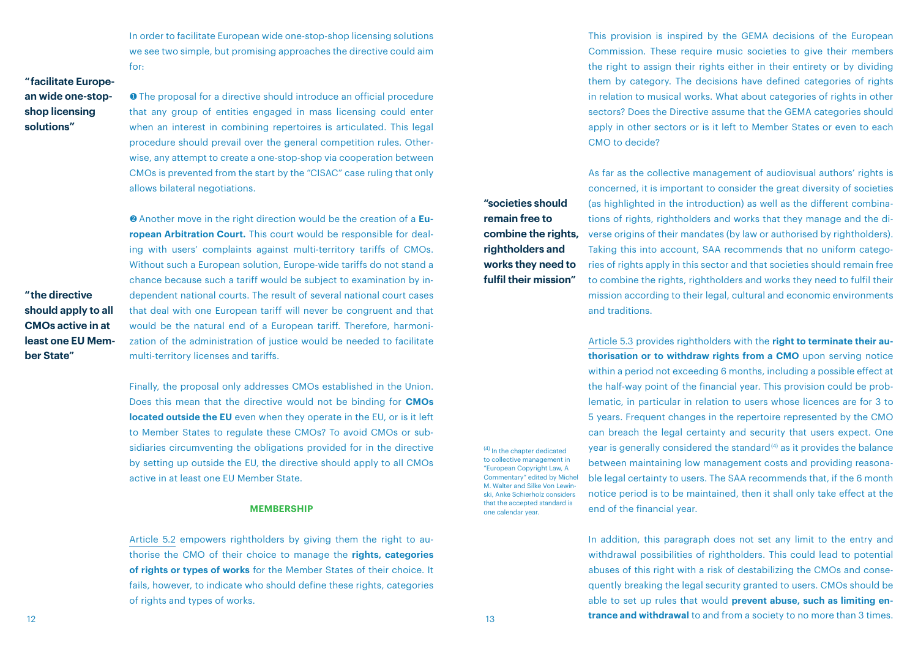In order to facilitate European wide one-stop-shop licensing solutions we see two simple, but promising approaches the directive could aim for:

**"facilitate European wide one-stop-shop licensing solutions"**

❶ The proposal for a directive should introduce an official procedure that any group of entities engaged in mass licensing could enter when an interest in combining repertoires is articulated. This legal procedure should prevail over the general competition rules. Otherwise, any attempt to create a one-stop-shop via cooperation between CMOs is prevented from the start by the "CISAC" case ruling that only allows bilateral negotiations.

❷ Another move in the right direction would be the creation of a **European Arbitration Court.** This court would be responsible for dealing with users' complaints against multi-territory tariffs of CMOs. Without such a European solution, Europe-wide tariffs do not stand a chance because such a tariff would be subject to examination by independent national courts. The result of several national court cases that deal with one European tariff will never be congruent and that would be the natural end of a European tariff. Therefore, harmonization of the administration of justice would be needed to facilitate multi-territory licenses and tariffs.

**"the directive should apply to all CMOs active in at least one EU Member State"**

Finally, the proposal only addresses CMOs established in the Union. Does this mean that the directive would not be binding for **CMOs located outside the EU** even when they operate in the EU, or is it left to Member States to regulate these CMOs? To avoid CMOs or subsidiaries circumventing the obligations provided for in the directive by setting up outside the EU, the directive should apply to all CMOs active in at least one EU Member State.

## MEMBERSHIP

Article 5.2 empowers rightholders by giving them the right to authorise the CMO of their choice to manage the **rights, categories of rights or types of works** for the Member States of their choice. It fails, however, to indicate who should define these rights, categories of rights and types of works.

This provision is inspired by the GEMA decisions of the European Commission. These require music societies to give their members the right to assign their rights either in their entirety or by dividing them by category. The decisions have defined categories of rights in relation to musical works. What about categories of rights in other sectors? Does the Directive assume that the GEMA categories should apply in other sectors or is it left to Member States or even to each CMO to decide?

**"societies should remain free to combine the rights, rightholders and works they need to fulfil their mission"**

As far as the collective management of audiovisual authors' rights is concerned, it is important to consider the great diversity of societies (as highlighted in the introduction) as well as the different combinations of rights, rightholders and works that they manage and the diverse origins of their mandates (by law or authorised by rightholders). Taking this into account, SAA recommends that no uniform categories of rights apply in this sector and that societies should remain free to combine the rights, rightholders and works they need to fulfil their mission according to their legal, cultural and economic environments and traditions.

Article 5.3 provides rightholders with the **right to terminate their authorisation or to withdraw rights from a CMO** upon serving notice within a period not exceeding 6 months, including a possible effect at the half-way point of the financial year. This provision could be problematic, in particular in relation to users whose licences are for 3 to 5 years. Frequent changes in the repertoire represented by the CMO can breach the legal certainty and security that users expect. One year is generally considered the standard[4] as it provides the balance between maintaining low management costs and providing reasonable legal certainty to users. The SAA recommends that, if the 6 month notice period is to be maintained, then it shall only take effect at the end of the financial year.

[4] In the chapter dedicated to collective management in "European Copyright Law, A Commentary" edited by Michel M. Walter and Silke Von Lewinski, Anke Schierholz considers that the accepted standard is one calendar year.

In addition, this paragraph does not set any limit to the entry and withdrawal possibilities of rightholders. This could lead to potential abuses of this right with a risk of destabilizing the CMOs and consequently breaking the legal security granted to users. CMOs should be able to set up rules that would **prevent abuse, such as limiting entrance and withdrawal** to and from a society to no more than 3 times.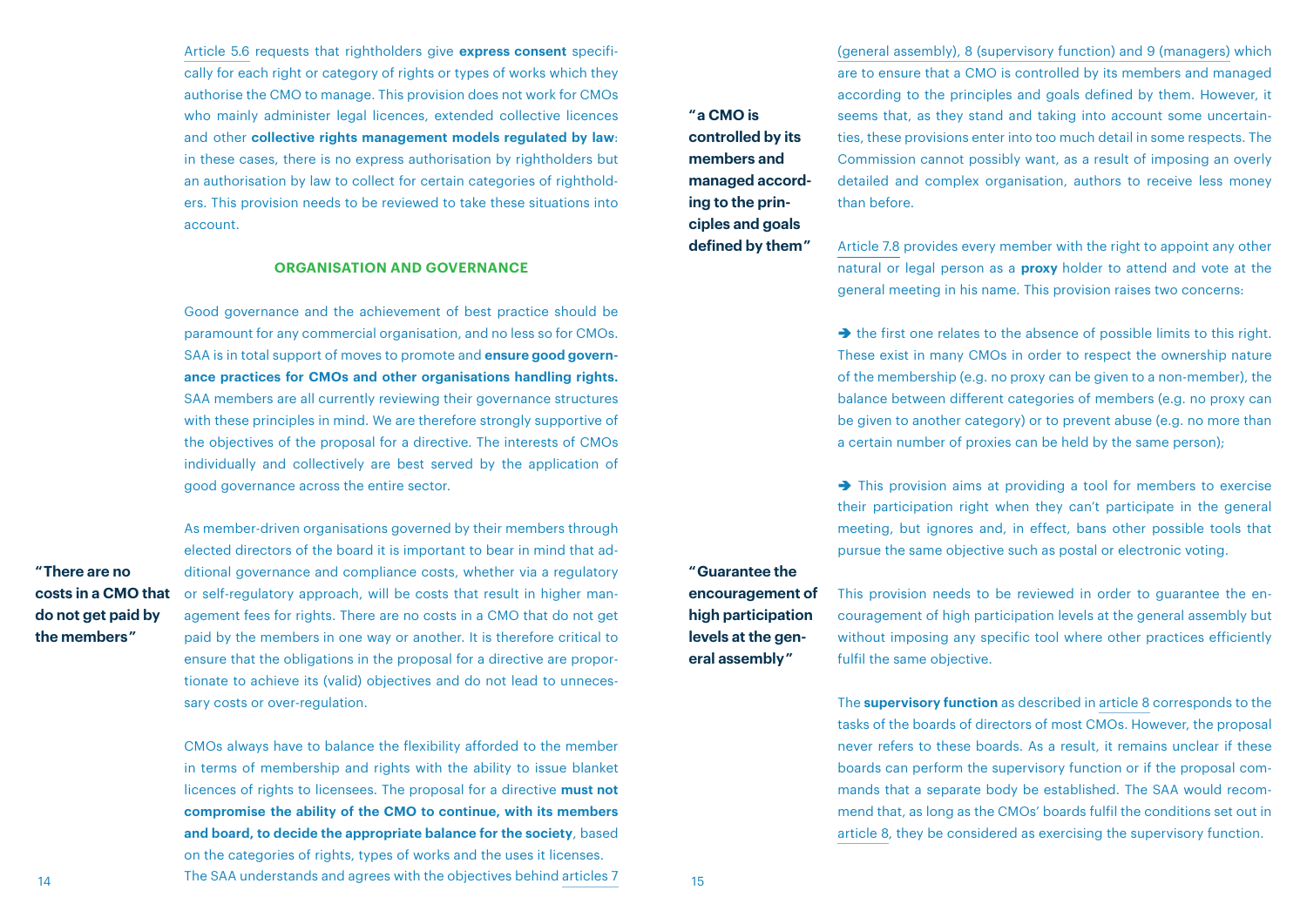Article 5.6 requests that rightholders give **express consent** specifically for each right or category of rights or types of works which they authorise the CMO to manage. This provision does not work for CMOs who mainly administer legal licences, extended collective licences and other **collective rights management models regulated by law**: in these cases, there is no express authorisation by rightholders but an authorisation by law to collect for certain categories of rightholders. This provision needs to be reviewed to take these situations into account.

## ORGANISATION AND GOVERNANCE

Good governance and the achievement of best practice should be paramount for any commercial organisation, and no less so for CMOs. SAA is in total support of moves to promote and **ensure good governance practices for CMOs and other organisations handling rights.** SAA members are all currently reviewing their governance structures with these principles in mind. We are therefore strongly supportive of the objectives of the proposal for a directive. The interests of CMOs individually and collectively are best served by the application of good governance across the entire sector.

**"There are no costs in a CMO that do not get paid by the members"**

As member-driven organisations governed by their members through elected directors of the board it is important to bear in mind that additional governance and compliance costs, whether via a regulatory or self-regulatory approach, will be costs that result in higher management fees for rights. There are no costs in a CMO that do not get paid by the members in one way or another. It is therefore critical to ensure that the obligations in the proposal for a directive are proportionate to achieve its (valid) objectives and do not lead to unnecessary costs or over-regulation.

CMOs always have to balance the flexibility afforded to the member in terms of membership and rights with the ability to issue blanket licences of rights to licensees. The proposal for a directive **must not compromise the ability of the CMO to continue, with its members and board, to decide the appropriate balance for the society**, based on the categories of rights, types of works and the uses it licenses.

**"a CMO is controlled by its members and managed according to the principles and goals defined by them"**

The SAA understands and agrees with the objectives behind articles 7 (general assembly), 8 (supervisory function) and 9 (managers) which are to ensure that a CMO is controlled by its members and managed according to the principles and goals defined by them. However, it seems that, as they stand and taking into account some uncertainties, these provisions enter into too much detail in some respects. The Commission cannot possibly want, as a result of imposing an overly detailed and complex organisation, authors to receive less money than before.

Article 7.8 provides every member with the right to appoint any other natural or legal person as a **proxy** holder to attend and vote at the general meeting in his name. This provision raises two concerns:

➔ the first one relates to the absence of possible limits to this right. These exist in many CMOs in order to respect the ownership nature of the membership (e.g. no proxy can be given to a non-member), the balance between different categories of members (e.g. no proxy can be given to another category) or to prevent abuse (e.g. no more than a certain number of proxies can be held by the same person);

➔ This provision aims at providing a tool for members to exercise their participation right when they can't participate in the general meeting, but ignores and, in effect, bans other possible tools that pursue the same objective such as postal or electronic voting.

**"Guarantee the encouragement of high participation levels at the general assembly"**

This provision needs to be reviewed in order to guarantee the encouragement of high participation levels at the general assembly but without imposing any specific tool where other practices efficiently fulfil the same objective.

The **supervisory function** as described in article 8 corresponds to the tasks of the boards of directors of most CMOs. However, the proposal never refers to these boards. As a result, it remains unclear if these boards can perform the supervisory function or if the proposal commands that a separate body be established. The SAA would recommend that, as long as the CMOs' boards fulfil the conditions set out in article 8, they be considered as exercising the supervisory function.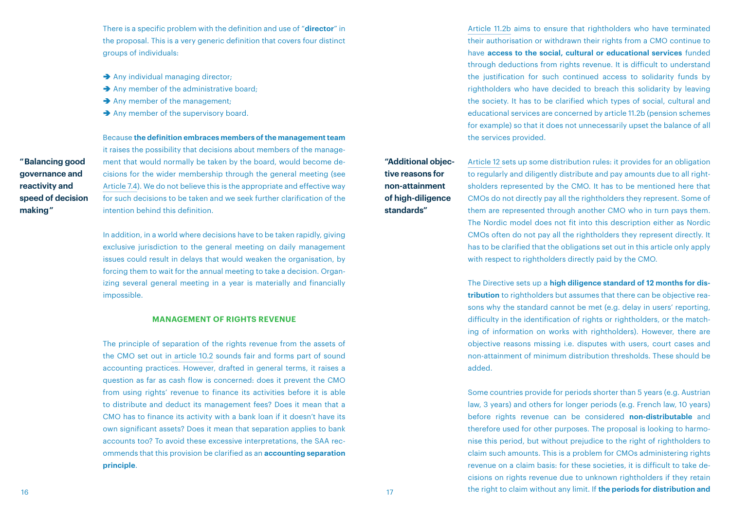There is a specific problem with the definition and use of "**director**" in the proposal. This is a very generic definition that covers four distinct groups of individuals:

- ➔ Any individual managing director;
- ➔ Any member of the administrative board;
- ➔ Any member of the management;
- ➔ Any member of the supervisory board.

**"Balancing good governance and reactivity and speed of decision making"**

Because **the definition embraces members of the management team** it raises the possibility that decisions about members of the management that would normally be taken by the board, would become decisions for the wider membership through the general meeting (see Article 7.4). We do not believe this is the appropriate and effective way for such decisions to be taken and we seek further clarification of the intention behind this definition.

In addition, in a world where decisions have to be taken rapidly, giving exclusive jurisdiction to the general meeting on daily management issues could result in delays that would weaken the organisation, by forcing them to wait for the annual meeting to take a decision. Organizing several general meeting in a year is materially and financially impossible.

## MANAGEMENT OF RIGHTS REVENUE

The principle of separation of the rights revenue from the assets of the CMO set out in article 10.2 sounds fair and forms part of sound accounting practices. However, drafted in general terms, it raises a question as far as cash flow is concerned: does it prevent the CMO from using rights' revenue to finance its activities before it is able to distribute and deduct its management fees? Does it mean that a CMO has to finance its activity with a bank loan if it doesn't have its own significant assets? Does it mean that separation applies to bank accounts too? To avoid these excessive interpretations, the SAA recommends that this provision be clarified as an **accounting separation principle**.

Article 11.2b aims to ensure that rightholders who have terminated their authorisation or withdrawn their rights from a CMO continue to have **access to the social, cultural or educational services** funded through deductions from rights revenue. It is difficult to understand the justification for such continued access to solidarity funds by rightholders who have decided to breach this solidarity by leaving the society. It has to be clarified which types of social, cultural and educational services are concerned by article 11.2b (pension schemes for example) so that it does not unnecessarily upset the balance of all the services provided.

**"Additional objective reasons for non-attainment of high-diligence standards"**

Article 12 sets up some distribution rules: it provides for an obligation to regularly and diligently distribute and pay amounts due to all rightsholders represented by the CMO. It has to be mentioned here that CMOs do not directly pay all the rightholders they represent. Some of them are represented through another CMO who in turn pays them. The Nordic model does not fit into this description either as Nordic CMOs often do not pay all the rightholders they represent directly. It has to be clarified that the obligations set out in this article only apply with respect to rightholders directly paid by the CMO.

The Directive sets up a **high diligence standard of 12 months for distribution** to rightholders but assumes that there can be objective reasons why the standard cannot be met (e.g. delay in users' reporting, difficulty in the identification of rights or rightholders, or the matching of information on works with rightholders). However, there are objective reasons missing i.e. disputes with users, court cases and non-attainment of minimum distribution thresholds. These should be added.

Some countries provide for periods shorter than 5 years (e.g. Austrian law, 3 years) and others for longer periods (e.g. French law, 10 years) before rights revenue can be considered **non-distributable** and therefore used for other purposes. The proposal is looking to harmonise this period, but without prejudice to the right of rightholders to claim such amounts. This is a problem for CMOs administering rights revenue on a claim basis: for these societies, it is difficult to take decisions on rights revenue due to unknown rightholders if they retain the right to claim without any limit. If **the periods for distribution and**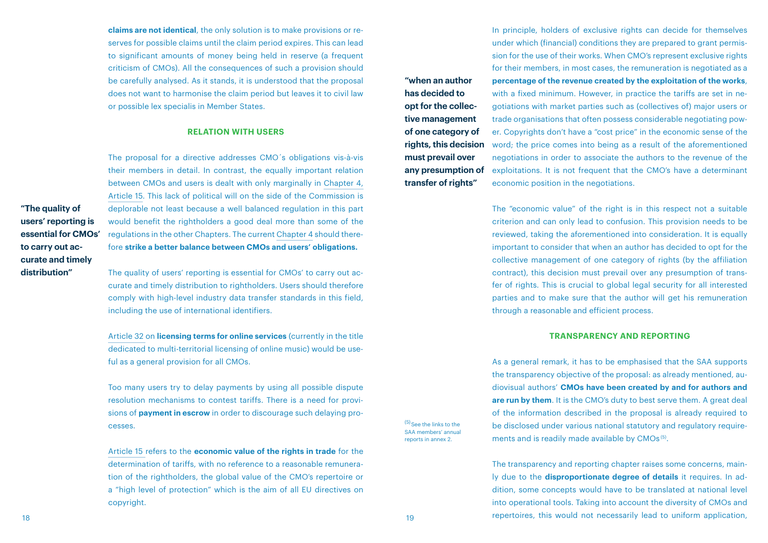**claims are not identical**, the only solution is to make provisions or reserves for possible claims until the claim period expires. This can lead to significant amounts of money being held in reserve (a frequent criticism of CMOs). All the consequences of such a provision should be carefully analysed. As it stands, it is understood that the proposal does not want to harmonise the claim period but leaves it to civil law or possible lex specialis in Member States.

### RELATION WITH USERS

The proposal for a directive addresses CMO´s obligations vis-à-vis their members in detail. In contrast, the equally important relation between CMOs and users is dealt with only marginally in Chapter 4, Article 15. This lack of political will on the side of the Commission is deplorable not least because a well balanced regulation in this part would benefit the rightholders a good deal more than some of the regulations in the other Chapters. The current Chapter 4 should therefore **strike a better balance between CMOs and users' obligations.**

**"The quality of users' reporting is essential for CMOs' to carry out accurate and timely distribution"**

The quality of users' reporting is essential for CMOs' to carry out accurate and timely distribution to rightholders. Users should therefore comply with high-level industry data transfer standards in this field, including the use of international identifiers.

Article 32 on **licensing terms for online services** (currently in the title dedicated to multi-territorial licensing of online music) would be useful as a general provision for all CMOs.

Too many users try to delay payments by using all possible dispute resolution mechanisms to contest tariffs. There is a need for provisions of **payment in escrow** in order to discourage such delaying processes.

Article 15 refers to the **economic value of the rights in trade** for the determination of tariffs, with no reference to a reasonable remuneration of the rightholders, the global value of the CMO's repertoire or a "high level of protection" which is the aim of all EU directives on copyright.

In principle, holders of exclusive rights can decide for themselves under which (financial) conditions they are prepared to grant permission for the use of their works. When CMO's represent exclusive rights for their members, in most cases, the remuneration is negotiated as a **percentage of the revenue created by the exploitation of the works**, with a fixed minimum. However, in practice the tariffs are set in negotiations with market parties such as (collectives of) major users or trade organisations that often possess considerable negotiating power. Copyrights don't have a "cost price" in the economic sense of the word; the price comes into being as a result of the aforementioned negotiations in order to associate the authors to the revenue of the exploitations. It is not frequent that the CMO's have a determinant economic position in the negotiations.

**"when an author has decided to opt for the collective management of one category of rights, this decision must prevail over any presumption of transfer of rights"**

The "economic value" of the right is in this respect not a suitable criterion and can only lead to confusion. This provision needs to be reviewed, taking the aforementioned into consideration. It is equally important to consider that when an author has decided to opt for the collective management of one category of rights (by the affiliation contract), this decision must prevail over any presumption of transfer of rights. This is crucial to global legal security for all interested parties and to make sure that the author will get his remuneration through a reasonable and efficient process.

### TRANSPARENCY AND REPORTING

As a general remark, it has to be emphasised that the SAA supports the transparency objective of the proposal: as already mentioned, audiovisual authors' **CMOs have been created by and for authors and are run by them**. It is the CMO's duty to best serve them. A great deal of the information described in the proposal is already required to be disclosed under various national statutory and regulatory requirements and is readily made available by CMOs[5].

[5] See the links to the SAA members' annual reports in annex 2.

The transparency and reporting chapter raises some concerns, mainly due to the **disproportionate degree of details** it requires. In addition, some concepts would have to be translated at national level into operational tools. Taking into account the diversity of CMOs and repertoires, this would not necessarily lead to uniform application,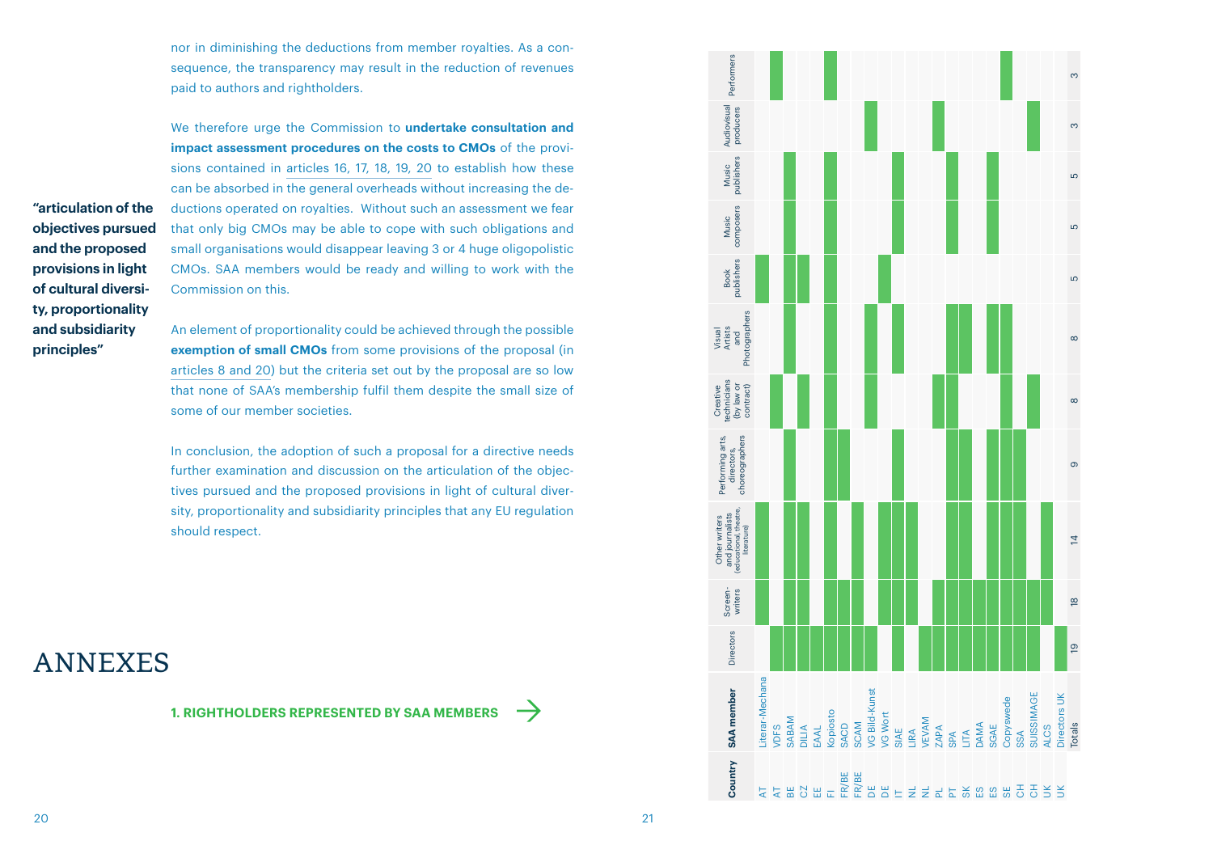nor in diminishing the deductions from member royalties. As a consequence, the transparency may result in the reduction of revenues paid to authors and rightholders.

We therefore urge the Commission to **undertake consultation and impact assessment procedures on the costs to CMOs** of the provisions contained in articles 16, 17, 18, 19, 20 to establish how these can be absorbed in the general overheads without increasing the deductions operated on royalties. Without such an assessment we fear that only big CMOs may be able to cope with such obligations and small organisations would disappear leaving 3 or 4 huge oligopolistic CMOs. SAA members would be ready and willing to work with the Commission on this.

**"articulation of the objectives pursued and the proposed provisions in light of cultural diversity, proportionality and subsidiarity principles"**

An element of proportionality could be achieved through the possible **exemption of small CMOs** from some provisions of the proposal (in articles 8 and 20) but the criteria set out by the proposal are so low that none of SAA's membership fulfil them despite the small size of some of our member societies.

In conclusion, the adoption of such a proposal for a directive needs further examination and discussion on the articulation of the objectives pursued and the proposed provisions in light of cultural diversity, proportionality and subsidiarity principles that any EU regulation should respect.

# ANNEXES

**1. RIGHTHOLDERS REPRESENTED BY SAA MEMBERS**

| Country | SAA member | Directors | Screenwriters | Other writers and journalists (educational, theatre, literature) | Performing arts, directors, choreographers | Creative technicians (by law or contract) | Visual Artists and Photographers | Book publishers | Music composers | Music publishers | Audiovisual producers | Performers |
|---|---|---|---|---|---|---|---|---|---|---|---|---|
| AT | Literar-Mechana | | X | X | | | | X | | | | |
| AT | VDFS | X | | | | X | | | | | | X |
| BE | SABAM | X | X | X | X | | X | X | X | X | | |
| CZ | DILIA | X | X | X | | X | | X | | | | |
| EE | EAAL | X | | | | | | | | | | |
| FI | Kopiosto | X | X | X | X | X | X | X | X | X | | X |
| FR/BE | SACD | X | X | | X | | | | | | | |
| FR/BE | SCAM | X | X | X | | | | | | | | |
| DE | VG Bild-Kunst | X | | | | X | X | | | | X | |
| DE | VG Wort | | X | X | | | | X | | | | |
| IT | SIAE | X | X | X | X | | X | | X | X | | |
| NL | LIRA | | X | X | | | | | | | | |
| NL | VEVAM | X | | | | | | | | | | |
| PL | ZAPA | X | X | | | X | | | | | X | |
| PT | SPA | X | X | X | X | X | X | | X | X | | |
| SK | LITA | X | X | X | X | | X | | | | | |
| ES | DAMA | X | X | | | | | | | | | |
| ES | SGAE | X | X | X | X | | X | | X | X | | |
| SE | Copyswede | X | X | X | X | X | X | | | | | X |
| CH | SSA | X | X | X | X | | | | | | | |
| CH | SUISSIMAGE | X | X | | | X | | | | | X | |
| UK | ALCS | | X | X | | | | | | | | |
| UK | Directors UK | X | | | | | | | | | | |
| | Totals | 19 | 18 | 14 | 9 | 8 | 8 | 5 | 5 | 5 | 3 | 3 |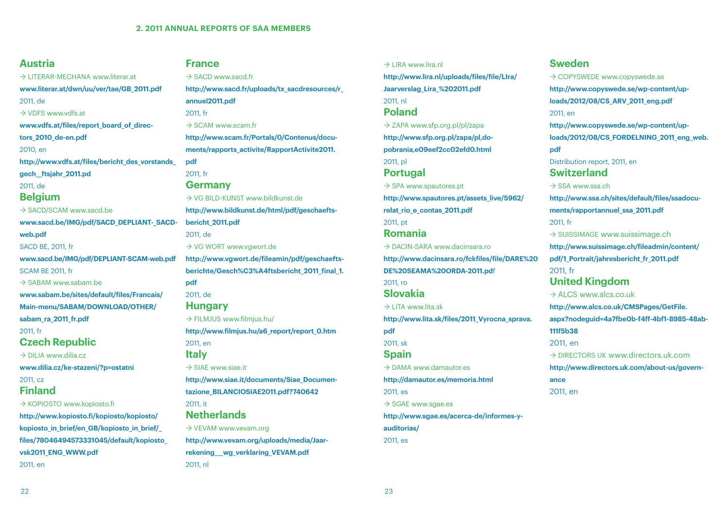## 2. 2011 ANNUAL REPORTS OF SAA MEMBERS

### Austria

→ LITERAR-MECHANA www.literar.at
**www.literar.at/dwn/uu/ver/tae/GB_2011.pdf**
2011, de

→ VDFS www.vdfs.at
**www.vdfs.at/files/report_board_of_directors_2010_de-en.pdf**
2010, en
**http://www.vdfs.at/files/bericht_des_vorstands_gech__ftsjahr_2011.pd**
2011, de

### Belgium

→ SACD/SCAM www.sacd.be
**www.sacd.be/IMG/pdf/SACD_DEPLIANT-_SACD-web.pdf**
SACD BE, 2011, fr
**www.sacd.be/IMG/pdf/DEPLIANT-SCAM-web.pdf**
SCAM BE 2011, fr

→ SABAM www.sabam.be
**www.sabam.be/sites/default/files/Francais/Main-menu/SABAM/DOWNLOAD/OTHER/sabam_ra_2011_fr.pdf**
2011, fr

### Czech Republic

→ DILIA www.dilia.cz
**www.dilia.cz/ke-stazeni/?p=ostatni**
2011, cz

### Finland

→ KOPIOSTO www.kopiosto.fi
**http://www.kopiosto.fi/kopiosto/kopiosto/kopiosto_in_brief/en_GB/kopiosto_in_brief/_files/78046494573331045/default/kopiosto_vsk2011_ENG_WWW.pdf**
2011, en

### France

→ SACD www.sacd.fr
**http://www.sacd.fr/uploads/tx_sacdresources/r_annuel2011.pdf**
2011, fr

→ SCAM www.scam.fr
**http://www.scam.fr/Portals/0/Contenus/documents/rapports_activite/RapportActivite2011.pdf**
2011, fr

### Germany

→ VG BILD-KUNST www.bildkunst.de
**http://www.bildkunst.de/html/pdf/geschaeftsbericht_2011.pdf**
2011, de

→ VG WORT www.vgwort.de
**http://www.vgwort.de/fileamin/pdf/geschaeftsberichte/Gesch%C3%A4ftsbericht_2011_final_1.pdf**
2011, de

### Hungary

→ FILMJUS www.filmjus.hu/
**http://www.filmjus.hu/a6_report/report_0.htm**
2011, en

### Italy

→ SIAE www.siae.it
**http://www.siae.it/documents/Siae_Documentazione_BILANCIOSIAE2011.pdf?740642**
2011, it

### Netherlands

→ VEVAM www.vevam.org
**http://www.vevam.org/uploads/media/Jaarrekening___wg_verklaring_VEVAM.pdf**
2011, nl

→ LIRA www.lira.nl
**http://www.lira.nl/uploads/files/file/LIra/Jaarverslag_Lira_%202011.pdf**
2011, nl

### Poland

→ ZAPA www.sfp.org.pl/pl/zapa
**http://www.sfp.org.pl/zapa/pl,dopobrania,e09eef2cc02efd0.html**
2011, pl

### Portugal

→ SPA www.spautores.pt
**http://www.spautores.pt/assets_live/5962/relat_rio_e_contas_2011.pdf**
2011, pt

### Romania

→ DACIN-SARA www.dacinsara.ro
**http://www.dacinsara.ro/fckfiles/file/DARE%20DE%20SEAMA%20ORDA-2011.pd**f
2011, ro

### Slovakia

→ LITA www.lita.sk
**http://www.lita.sk/files/2011_Vyrocna_sprava.pdf**
2011, sk

### Spain

→ DAMA www.damautor.es
**http://damautor.es/memoria.html**
2011, es

→ SGAE www.sgae.es
**http://www.sgae.es/acerca-de/informes-y-auditorias/**
2011, es

### Sweden

→ COPYSWEDE www.copyswede.se
**http://www.copyswede.se/wp-content/uploads/2012/08/CS_ARV_2011_eng.pdf**
2011, en
**http://www.copyswede.se/wp-content/uploads/2012/08/CS_FORDELNING_2011_eng_web.pdf**
Distribution report, 2011, en

### Switzerland

→ SSA www.ssa.ch
**http://www.ssa.ch/sites/default/files/ssadocuments/rapportannuel_ssa_2011.pdf**
2011, fr

→ SUISSIMAGE www.suissimage.ch
**http://www.suissimage.ch/fileadmin/content/pdf/1_Portrait/jahresbericht_fr_2011.pdf**
2011, fr

### United Kingdom

→ ALCS www.alcs.co.uk
**http://www.alcs.co.uk/CMSPages/GetFile.aspx?nodeguid=4a7fbe0b-f4ff-4bf1-8985-48ab-111f5b38**
2011, en

→ DIRECTORS UK www.directors.uk.com
**http://www.directors.uk.com/about-us/governance**
2011, en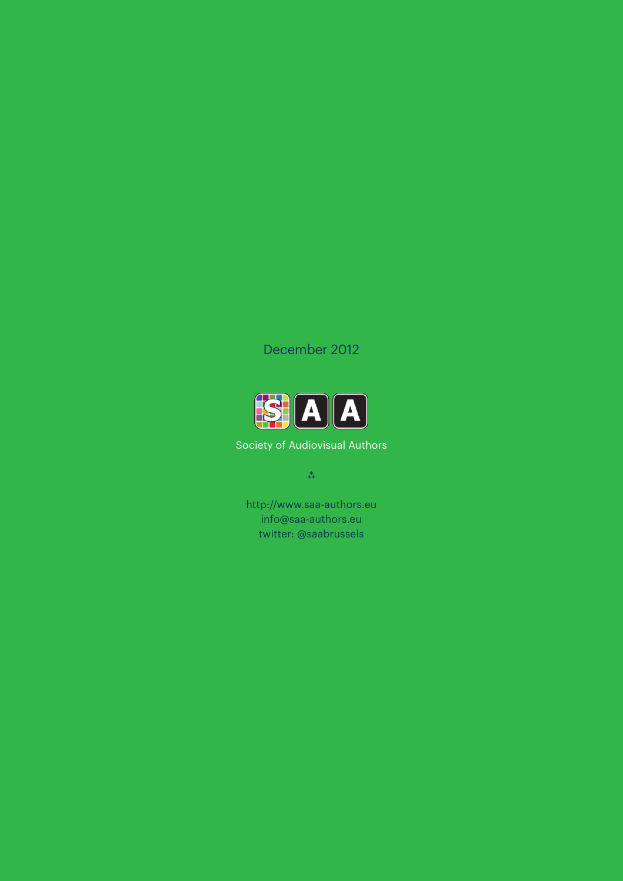December 2012

SAA

Society of Audiovisual Authors

⁂

http://www.saa-authors.eu
info@saa-authors.eu
twitter: @saabrussels